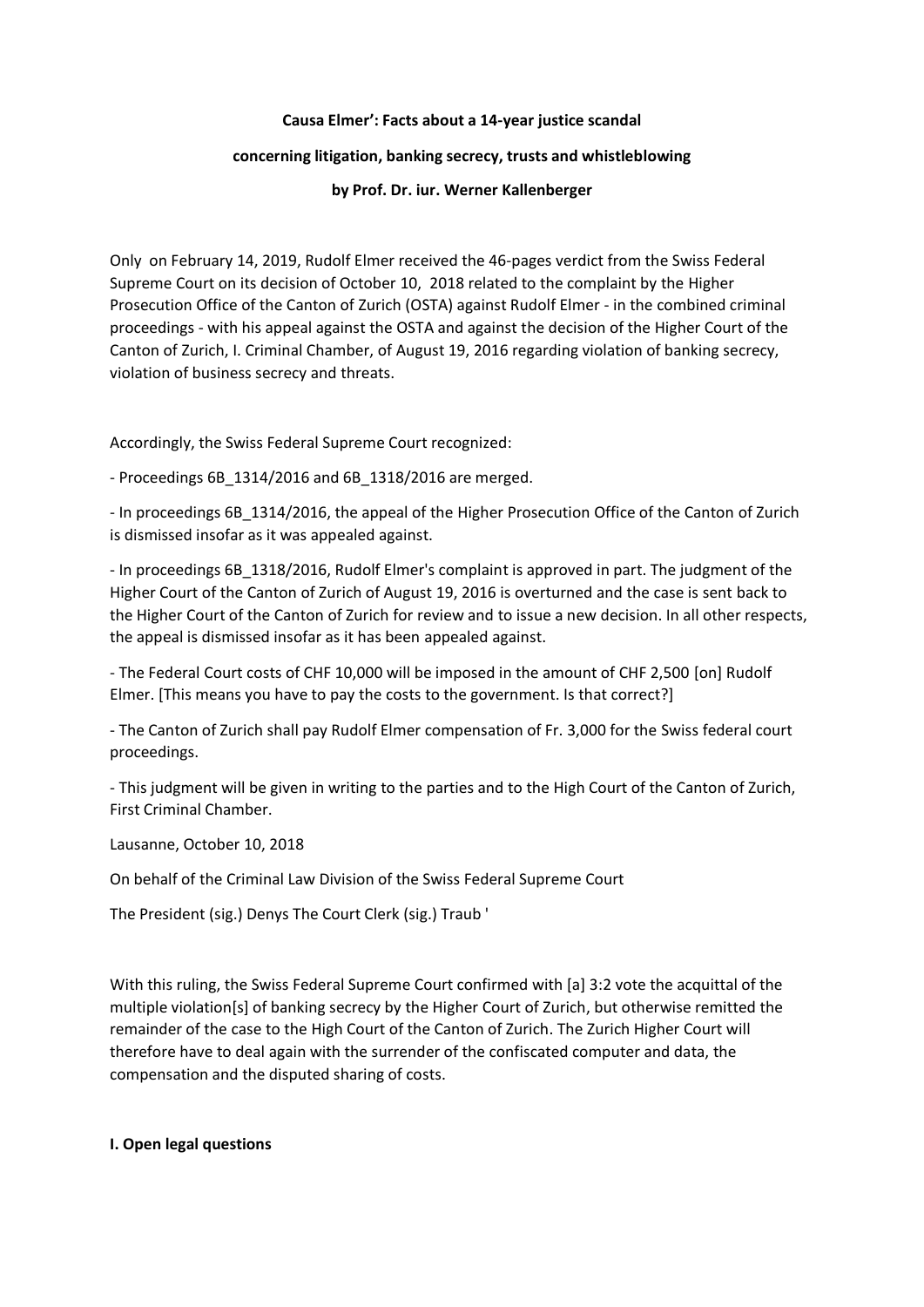**Causa Elmer': Facts about a 14-year justice scandal**

**concerning litigation, banking secrecy, trusts and whistleblowing**

**by Prof. Dr. iur. Werner Kallenberger**

Only on February 14, 2019, Rudolf Elmer received the 46-pages verdict from the Swiss Federal Supreme Court on its decision of October 10, 2018 related to the complaint by the Higher Prosecution Office of the Canton of Zurich (OSTA) against Rudolf Elmer - in the combined criminal proceedings - with his appeal against the OSTA and against the decision of the Higher Court of the Canton of Zurich, I. Criminal Chamber, of August 19, 2016 regarding violation of banking secrecy, violation of business secrecy and threats.

Accordingly, the Swiss Federal Supreme Court recognized:

- Proceedings 6B_1314/2016 and 6B_1318/2016 are merged.

- In proceedings 6B_1314/2016, the appeal of the Higher Prosecution Office of the Canton of Zurich is dismissed insofar as it was appealed against.

- In proceedings 6B_1318/2016, Rudolf Elmer's complaint is approved in part. The judgment of the Higher Court of the Canton of Zurich of August 19, 2016 is overturned and the case is sent back to the Higher Court of the Canton of Zurich for review and to issue a new decision. In all other respects, the appeal is dismissed insofar as it has been appealed against.

- The Federal Court costs of CHF 10,000 will be imposed in the amount of CHF 2,500 [on] Rudolf Elmer. [This means you have to pay the costs to the government. Is that correct?]

- The Canton of Zurich shall pay Rudolf Elmer compensation of Fr. 3,000 for the Swiss federal court proceedings.

- This judgment will be given in writing to the parties and to the High Court of the Canton of Zurich, First Criminal Chamber.

Lausanne, October 10, 2018

On behalf of the Criminal Law Division of the Swiss Federal Supreme Court

The President (sig.) Denys The Court Clerk (sig.) Traub '

With this ruling, the Swiss Federal Supreme Court confirmed with [a] 3:2 vote the acquittal of the multiple violation[s] of banking secrecy by the Higher Court of Zurich, but otherwise remitted the remainder of the case to the High Court of the Canton of Zurich. The Zurich Higher Court will therefore have to deal again with the surrender of the confiscated computer and data, the compensation and the disputed sharing of costs.

**I. Open legal questions**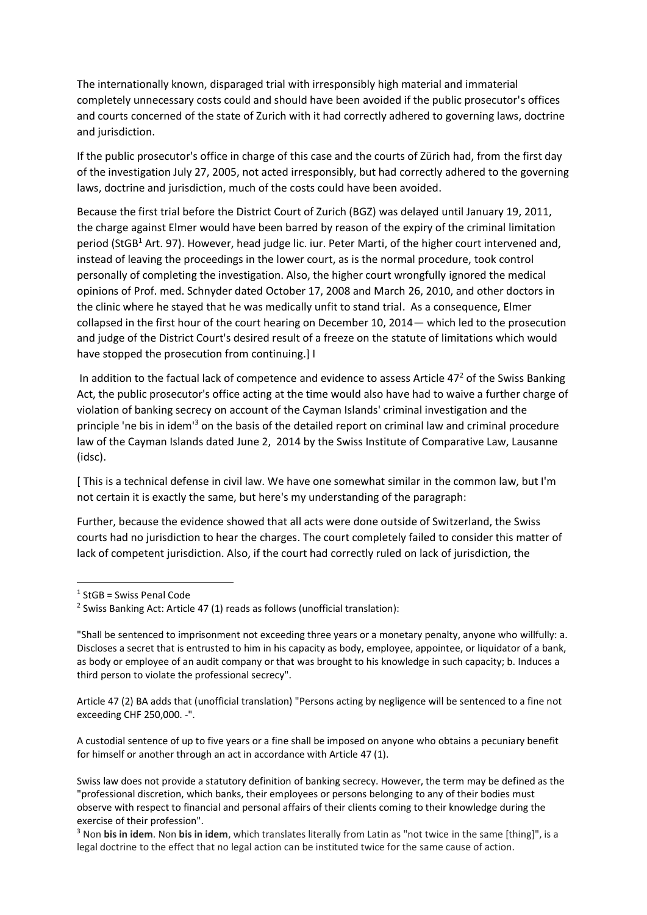The internationally known, disparaged trial with irresponsibly high material and immaterial completely unnecessary costs could and should have been avoided if the public prosecutor's offices and courts concerned of the state of Zurich with it had correctly adhered to governing laws, doctrine and jurisdiction.

If the public prosecutor's office in charge of this case and the courts of Zürich had, from the first day of the investigation July 27, 2005, not acted irresponsibly, but had correctly adhered to the governing laws, doctrine and jurisdiction, much of the costs could have been avoided.

Because the first trial before the District Court of Zurich (BGZ) was delayed until January 19, 2011, the charge against Elmer would have been barred by reason of the expiry of the criminal limitation period (StGB[1] Art. 97). However, head judge lic. iur. Peter Marti, of the higher court intervened and, instead of leaving the proceedings in the lower court, as is the normal procedure, took control personally of completing the investigation. Also, the higher court wrongfully ignored the medical opinions of Prof. med. Schnyder dated October 17, 2008 and March 26, 2010, and other doctors in the clinic where he stayed that he was medically unfit to stand trial. As a consequence, Elmer collapsed in the first hour of the court hearing on December 10, 2014— which led to the prosecution and judge of the District Court's desired result of a freeze on the statute of limitations which would have stopped the prosecution from continuing.] I

In addition to the factual lack of competence and evidence to assess Article 47[2] of the Swiss Banking Act, the public prosecutor's office acting at the time would also have had to waive a further charge of violation of banking secrecy on account of the Cayman Islands' criminal investigation and the principle 'ne bis in idem'[3] on the basis of the detailed report on criminal law and criminal procedure law of the Cayman Islands dated June 2, 2014 by the Swiss Institute of Comparative Law, Lausanne (idsc).

[ This is a technical defense in civil law. We have one somewhat similar in the common law, but I'm not certain it is exactly the same, but here's my understanding of the paragraph:

Further, because the evidence showed that all acts were done outside of Switzerland, the Swiss courts had no jurisdiction to hear the charges. The court completely failed to consider this matter of lack of competent jurisdiction. Also, if the court had correctly ruled on lack of jurisdiction, the

---

[1] StGB = Swiss Penal Code

[2] Swiss Banking Act: Article 47 (1) reads as follows (unofficial translation):

"Shall be sentenced to imprisonment not exceeding three years or a monetary penalty, anyone who willfully: a. Discloses a secret that is entrusted to him in his capacity as body, employee, appointee, or liquidator of a bank, as body or employee of an audit company or that was brought to his knowledge in such capacity; b. Induces a third person to violate the professional secrecy".

Article 47 (2) BA adds that (unofficial translation) "Persons acting by negligence will be sentenced to a fine not exceeding CHF 250,000. -".

A custodial sentence of up to five years or a fine shall be imposed on anyone who obtains a pecuniary benefit for himself or another through an act in accordance with Article 47 (1).

Swiss law does not provide a statutory definition of banking secrecy. However, the term may be defined as the "professional discretion, which banks, their employees or persons belonging to any of their bodies must observe with respect to financial and personal affairs of their clients coming to their knowledge during the exercise of their profession".

[3] Non **bis in idem**. Non **bis in idem**, which translates literally from Latin as "not twice in the same [thing]", is a legal doctrine to the effect that no legal action can be instituted twice for the same cause of action.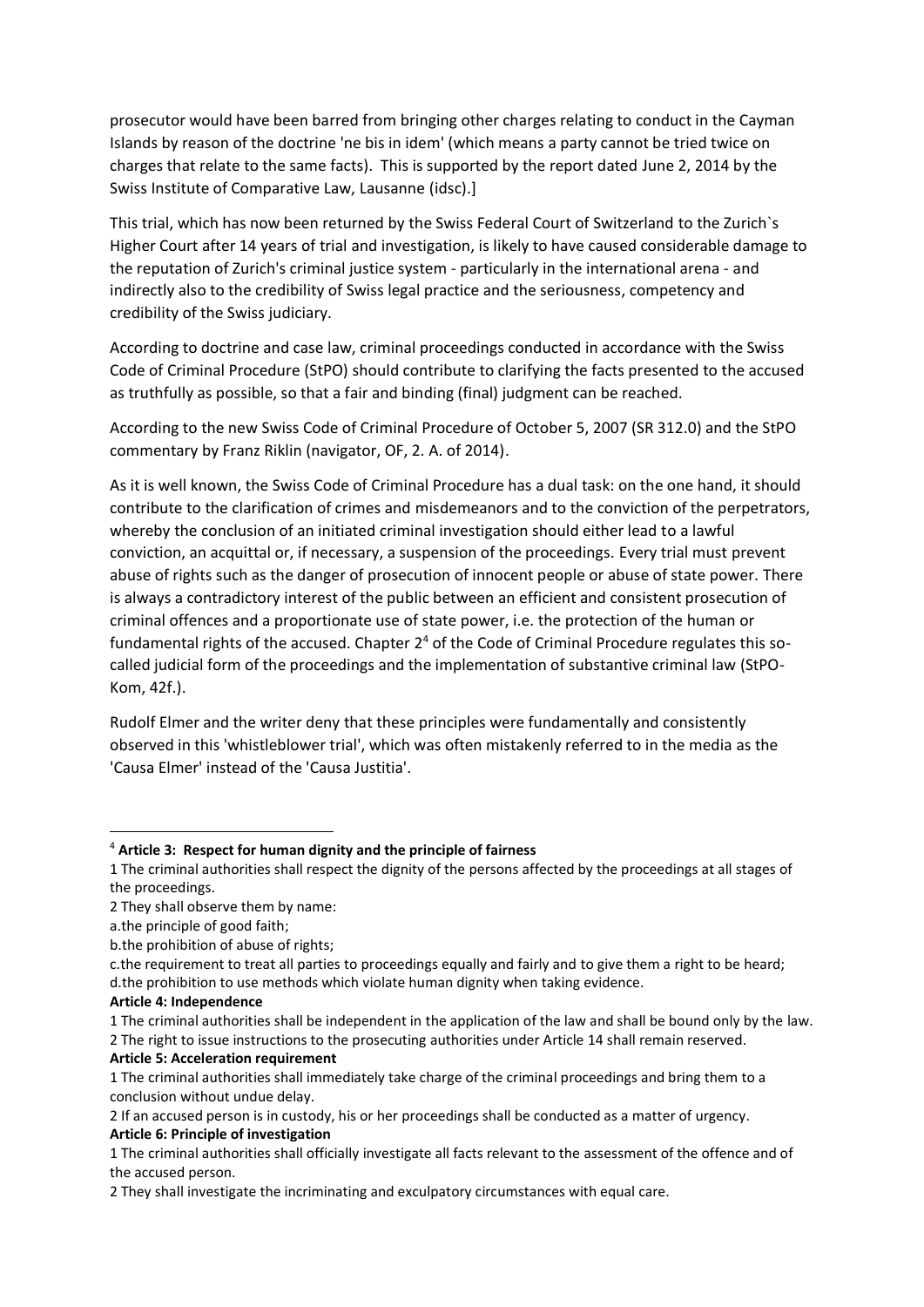prosecutor would have been barred from bringing other charges relating to conduct in the Cayman Islands by reason of the doctrine 'ne bis in idem' (which means a party cannot be tried twice on charges that relate to the same facts). This is supported by the report dated June 2, 2014 by the Swiss Institute of Comparative Law, Lausanne (idsc).]

This trial, which has now been returned by the Swiss Federal Court of Switzerland to the Zurich`s Higher Court after 14 years of trial and investigation, is likely to have caused considerable damage to the reputation of Zurich's criminal justice system - particularly in the international arena - and indirectly also to the credibility of Swiss legal practice and the seriousness, competency and credibility of the Swiss judiciary.

According to doctrine and case law, criminal proceedings conducted in accordance with the Swiss Code of Criminal Procedure (StPO) should contribute to clarifying the facts presented to the accused as truthfully as possible, so that a fair and binding (final) judgment can be reached.

According to the new Swiss Code of Criminal Procedure of October 5, 2007 (SR 312.0) and the StPO commentary by Franz Riklin (navigator, OF, 2. A. of 2014).

As it is well known, the Swiss Code of Criminal Procedure has a dual task: on the one hand, it should contribute to the clarification of crimes and misdemeanors and to the conviction of the perpetrators, whereby the conclusion of an initiated criminal investigation should either lead to a lawful conviction, an acquittal or, if necessary, a suspension of the proceedings. Every trial must prevent abuse of rights such as the danger of prosecution of innocent people or abuse of state power. There is always a contradictory interest of the public between an efficient and consistent prosecution of criminal offences and a proportionate use of state power, i.e. the protection of the human or fundamental rights of the accused. Chapter 2[4] of the Code of Criminal Procedure regulates this so-called judicial form of the proceedings and the implementation of substantive criminal law (StPO-Kom, 42f.).

Rudolf Elmer and the writer deny that these principles were fundamentally and consistently observed in this 'whistleblower trial', which was often mistakenly referred to in the media as the 'Causa Elmer' instead of the 'Causa Justitia'.

---

[4] **Article 3: Respect for human dignity and the principle of fairness**

1 The criminal authorities shall respect the dignity of the persons affected by the proceedings at all stages of the proceedings.

2 They shall observe them by name:

a.the principle of good faith;

b.the prohibition of abuse of rights;

c.the requirement to treat all parties to proceedings equally and fairly and to give them a right to be heard;

d.the prohibition to use methods which violate human dignity when taking evidence.

**Article 4: Independence**

1 The criminal authorities shall be independent in the application of the law and shall be bound only by the law.

2 The right to issue instructions to the prosecuting authorities under Article 14 shall remain reserved.

**Article 5: Acceleration requirement**

1 The criminal authorities shall immediately take charge of the criminal proceedings and bring them to a conclusion without undue delay.

2 If an accused person is in custody, his or her proceedings shall be conducted as a matter of urgency.

**Article 6: Principle of investigation**

1 The criminal authorities shall officially investigate all facts relevant to the assessment of the offence and of the accused person.

2 They shall investigate the incriminating and exculpatory circumstances with equal care.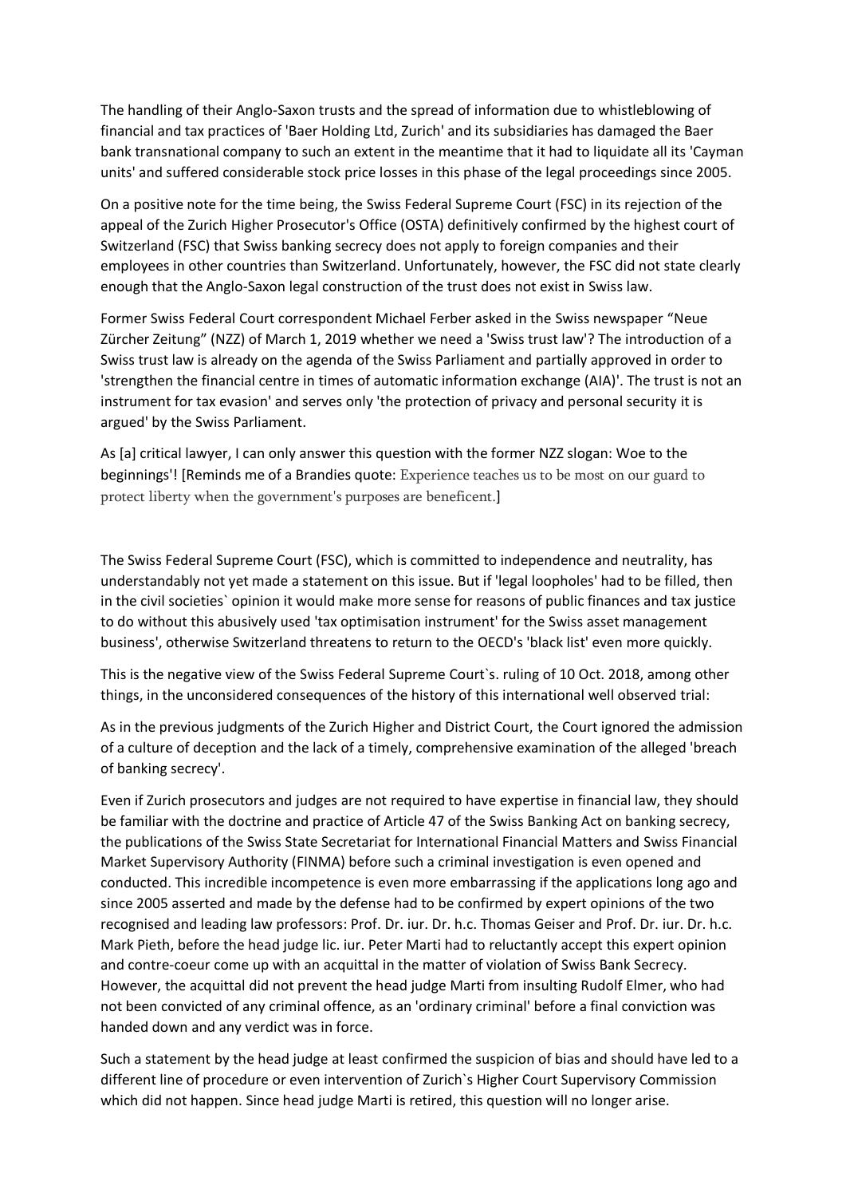The handling of their Anglo-Saxon trusts and the spread of information due to whistleblowing of financial and tax practices of 'Baer Holding Ltd, Zurich' and its subsidiaries has damaged the Baer bank transnational company to such an extent in the meantime that it had to liquidate all its 'Cayman units' and suffered considerable stock price losses in this phase of the legal proceedings since 2005.

On a positive note for the time being, the Swiss Federal Supreme Court (FSC) in its rejection of the appeal of the Zurich Higher Prosecutor's Office (OSTA) definitively confirmed by the highest court of Switzerland (FSC) that Swiss banking secrecy does not apply to foreign companies and their employees in other countries than Switzerland. Unfortunately, however, the FSC did not state clearly enough that the Anglo-Saxon legal construction of the trust does not exist in Swiss law.

Former Swiss Federal Court correspondent Michael Ferber asked in the Swiss newspaper "Neue Zürcher Zeitung" (NZZ) of March 1, 2019 whether we need a 'Swiss trust law'? The introduction of a Swiss trust law is already on the agenda of the Swiss Parliament and partially approved in order to 'strengthen the financial centre in times of automatic information exchange (AIA)'. The trust is not an instrument for tax evasion' and serves only 'the protection of privacy and personal security it is argued' by the Swiss Parliament.

As [a] critical lawyer, I can only answer this question with the former NZZ slogan: Woe to the beginnings'! [Reminds me of a Brandies quote: Experience teaches us to be most on our guard to protect liberty when the government's purposes are beneficent.]

The Swiss Federal Supreme Court (FSC), which is committed to independence and neutrality, has understandably not yet made a statement on this issue. But if 'legal loopholes' had to be filled, then in the civil societies` opinion it would make more sense for reasons of public finances and tax justice to do without this abusively used 'tax optimisation instrument' for the Swiss asset management business', otherwise Switzerland threatens to return to the OECD's 'black list' even more quickly.

This is the negative view of the Swiss Federal Supreme Court`s. ruling of 10 Oct. 2018, among other things, in the unconsidered consequences of the history of this international well observed trial:

As in the previous judgments of the Zurich Higher and District Court, the Court ignored the admission of a culture of deception and the lack of a timely, comprehensive examination of the alleged 'breach of banking secrecy'.

Even if Zurich prosecutors and judges are not required to have expertise in financial law, they should be familiar with the doctrine and practice of Article 47 of the Swiss Banking Act on banking secrecy, the publications of the Swiss State Secretariat for International Financial Matters and Swiss Financial Market Supervisory Authority (FINMA) before such a criminal investigation is even opened and conducted. This incredible incompetence is even more embarrassing if the applications long ago and since 2005 asserted and made by the defense had to be confirmed by expert opinions of the two recognised and leading law professors: Prof. Dr. iur. Dr. h.c. Thomas Geiser and Prof. Dr. iur. Dr. h.c. Mark Pieth, before the head judge lic. iur. Peter Marti had to reluctantly accept this expert opinion and contre-coeur come up with an acquittal in the matter of violation of Swiss Bank Secrecy. However, the acquittal did not prevent the head judge Marti from insulting Rudolf Elmer, who had not been convicted of any criminal offence, as an 'ordinary criminal' before a final conviction was handed down and any verdict was in force.

Such a statement by the head judge at least confirmed the suspicion of bias and should have led to a different line of procedure or even intervention of Zurich`s Higher Court Supervisory Commission which did not happen. Since head judge Marti is retired, this question will no longer arise.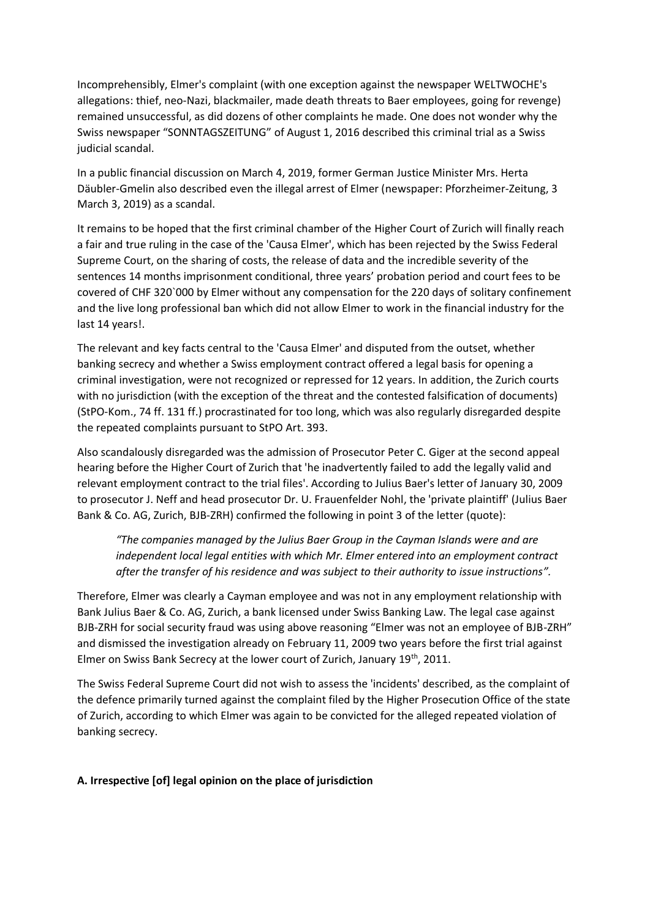Incomprehensibly, Elmer's complaint (with one exception against the newspaper WELTWOCHE's allegations: thief, neo-Nazi, blackmailer, made death threats to Baer employees, going for revenge) remained unsuccessful, as did dozens of other complaints he made. One does not wonder why the Swiss newspaper "SONNTAGSZEITUNG" of August 1, 2016 described this criminal trial as a Swiss judicial scandal.

In a public financial discussion on March 4, 2019, former German Justice Minister Mrs. Herta Däubler-Gmelin also described even the illegal arrest of Elmer (newspaper: Pforzheimer-Zeitung, 3 March 3, 2019) as a scandal.

It remains to be hoped that the first criminal chamber of the Higher Court of Zurich will finally reach a fair and true ruling in the case of the 'Causa Elmer', which has been rejected by the Swiss Federal Supreme Court, on the sharing of costs, the release of data and the incredible severity of the sentences 14 months imprisonment conditional, three years' probation period and court fees to be covered of CHF 320`000 by Elmer without any compensation for the 220 days of solitary confinement and the live long professional ban which did not allow Elmer to work in the financial industry for the last 14 years!.

The relevant and key facts central to the 'Causa Elmer' and disputed from the outset, whether banking secrecy and whether a Swiss employment contract offered a legal basis for opening a criminal investigation, were not recognized or repressed for 12 years. In addition, the Zurich courts with no jurisdiction (with the exception of the threat and the contested falsification of documents) (StPO-Kom., 74 ff. 131 ff.) procrastinated for too long, which was also regularly disregarded despite the repeated complaints pursuant to StPO Art. 393.

Also scandalously disregarded was the admission of Prosecutor Peter C. Giger at the second appeal hearing before the Higher Court of Zurich that 'he inadvertently failed to add the legally valid and relevant employment contract to the trial files'. According to Julius Baer's letter of January 30, 2009 to prosecutor J. Neff and head prosecutor Dr. U. Frauenfelder Nohl, the 'private plaintiff' (Julius Baer Bank & Co. AG, Zurich, BJB-ZRH) confirmed the following in point 3 of the letter (quote):

> *"The companies managed by the Julius Baer Group in the Cayman Islands were and are independent local legal entities with which Mr. Elmer entered into an employment contract after the transfer of his residence and was subject to their authority to issue instructions".*

Therefore, Elmer was clearly a Cayman employee and was not in any employment relationship with Bank Julius Baer & Co. AG, Zurich, a bank licensed under Swiss Banking Law. The legal case against BJB-ZRH for social security fraud was using above reasoning "Elmer was not an employee of BJB-ZRH" and dismissed the investigation already on February 11, 2009 two years before the first trial against Elmer on Swiss Bank Secrecy at the lower court of Zurich, January 19th, 2011.

The Swiss Federal Supreme Court did not wish to assess the 'incidents' described, as the complaint of the defence primarily turned against the complaint filed by the Higher Prosecution Office of the state of Zurich, according to which Elmer was again to be convicted for the alleged repeated violation of banking secrecy.

**A. Irrespective [of] legal opinion on the place of jurisdiction**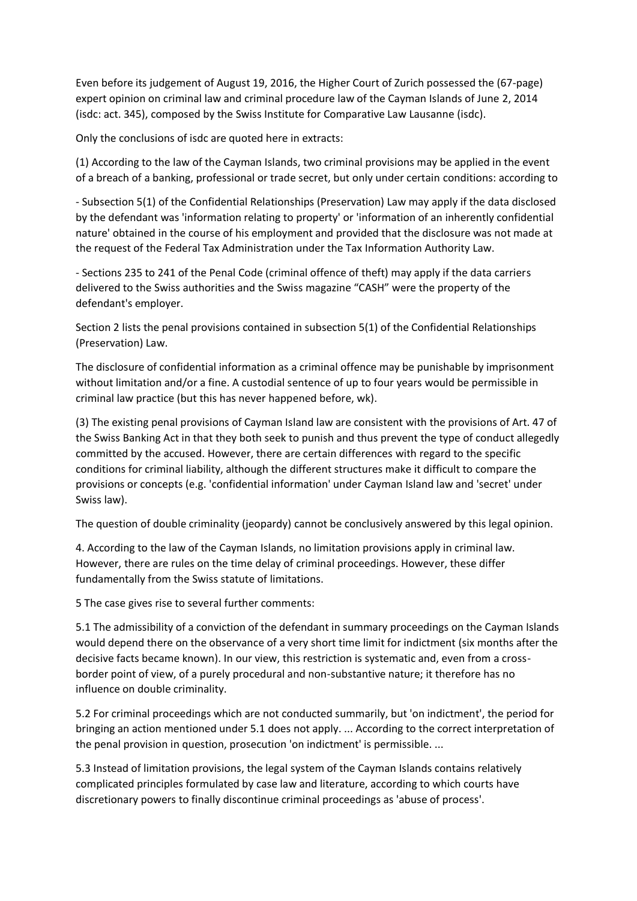Even before its judgement of August 19, 2016, the Higher Court of Zurich possessed the (67-page) expert opinion on criminal law and criminal procedure law of the Cayman Islands of June 2, 2014 (isdc: act. 345), composed by the Swiss Institute for Comparative Law Lausanne (isdc).

Only the conclusions of isdc are quoted here in extracts:

(1) According to the law of the Cayman Islands, two criminal provisions may be applied in the event of a breach of a banking, professional or trade secret, but only under certain conditions: according to

- Subsection 5(1) of the Confidential Relationships (Preservation) Law may apply if the data disclosed by the defendant was 'information relating to property' or 'information of an inherently confidential nature' obtained in the course of his employment and provided that the disclosure was not made at the request of the Federal Tax Administration under the Tax Information Authority Law.
- Sections 235 to 241 of the Penal Code (criminal offence of theft) may apply if the data carriers delivered to the Swiss authorities and the Swiss magazine "CASH" were the property of the defendant's employer.

Section 2 lists the penal provisions contained in subsection 5(1) of the Confidential Relationships (Preservation) Law.

The disclosure of confidential information as a criminal offence may be punishable by imprisonment without limitation and/or a fine. A custodial sentence of up to four years would be permissible in criminal law practice (but this has never happened before, wk).

(3) The existing penal provisions of Cayman Island law are consistent with the provisions of Art. 47 of the Swiss Banking Act in that they both seek to punish and thus prevent the type of conduct allegedly committed by the accused. However, there are certain differences with regard to the specific conditions for criminal liability, although the different structures make it difficult to compare the provisions or concepts (e.g. 'confidential information' under Cayman Island law and 'secret' under Swiss law).

The question of double criminality (jeopardy) cannot be conclusively answered by this legal opinion.

4. According to the law of the Cayman Islands, no limitation provisions apply in criminal law. However, there are rules on the time delay of criminal proceedings. However, these differ fundamentally from the Swiss statute of limitations.

5 The case gives rise to several further comments:

5.1 The admissibility of a conviction of the defendant in summary proceedings on the Cayman Islands would depend there on the observance of a very short time limit for indictment (six months after the decisive facts became known). In our view, this restriction is systematic and, even from a cross-border point of view, of a purely procedural and non-substantive nature; it therefore has no influence on double criminality.

5.2 For criminal proceedings which are not conducted summarily, but 'on indictment', the period for bringing an action mentioned under 5.1 does not apply. ... According to the correct interpretation of the penal provision in question, prosecution 'on indictment' is permissible. ...

5.3 Instead of limitation provisions, the legal system of the Cayman Islands contains relatively complicated principles formulated by case law and literature, according to which courts have discretionary powers to finally discontinue criminal proceedings as 'abuse of process'.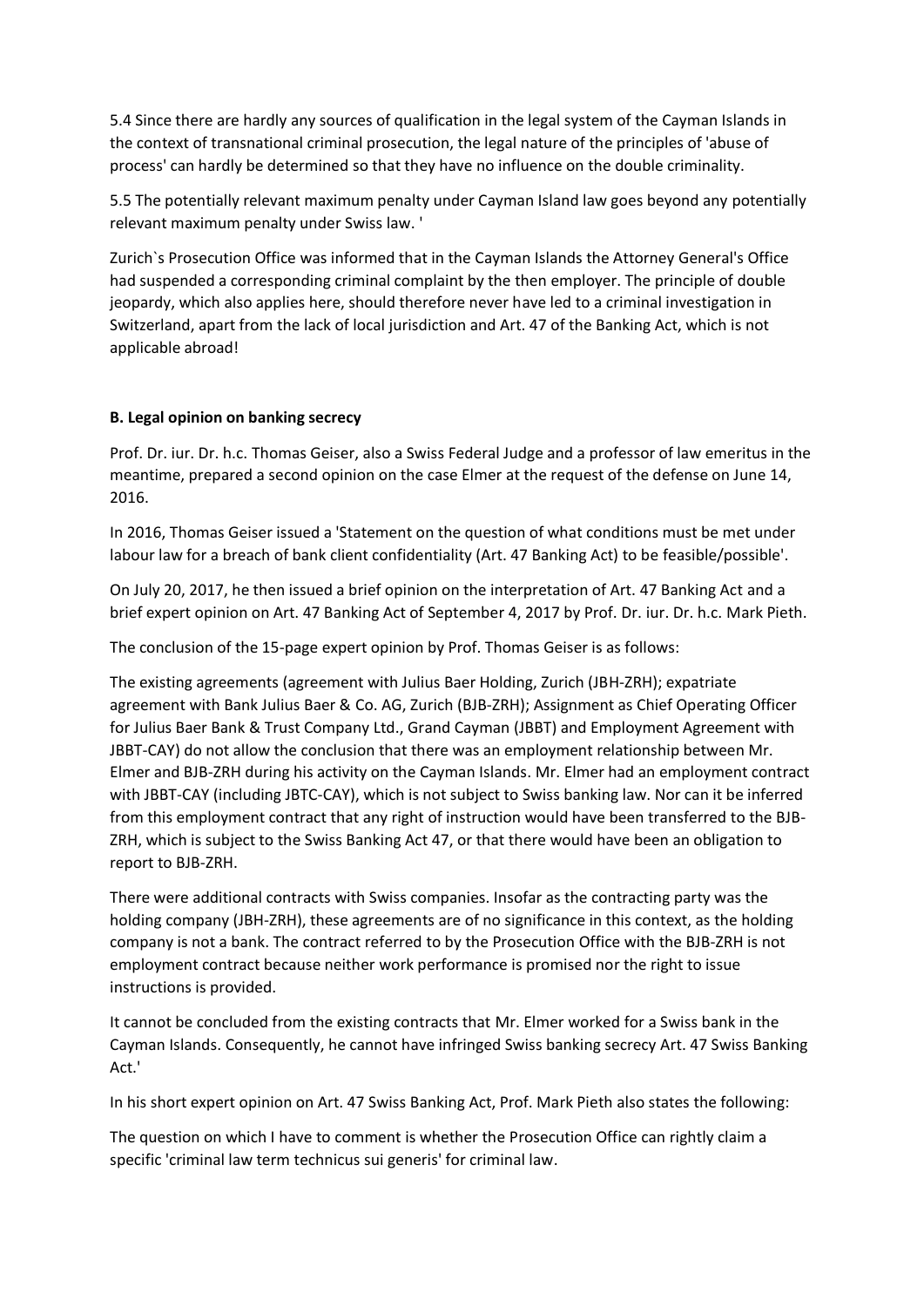5.4 Since there are hardly any sources of qualification in the legal system of the Cayman Islands in the context of transnational criminal prosecution, the legal nature of the principles of 'abuse of process' can hardly be determined so that they have no influence on the double criminality.

5.5 The potentially relevant maximum penalty under Cayman Island law goes beyond any potentially relevant maximum penalty under Swiss law. '

Zurich`s Prosecution Office was informed that in the Cayman Islands the Attorney General's Office had suspended a corresponding criminal complaint by the then employer. The principle of double jeopardy, which also applies here, should therefore never have led to a criminal investigation in Switzerland, apart from the lack of local jurisdiction and Art. 47 of the Banking Act, which is not applicable abroad!

**B. Legal opinion on banking secrecy**

Prof. Dr. iur. Dr. h.c. Thomas Geiser, also a Swiss Federal Judge and a professor of law emeritus in the meantime, prepared a second opinion on the case Elmer at the request of the defense on June 14, 2016.

In 2016, Thomas Geiser issued a 'Statement on the question of what conditions must be met under labour law for a breach of bank client confidentiality (Art. 47 Banking Act) to be feasible/possible'.

On July 20, 2017, he then issued a brief opinion on the interpretation of Art. 47 Banking Act and a brief expert opinion on Art. 47 Banking Act of September 4, 2017 by Prof. Dr. iur. Dr. h.c. Mark Pieth.

The conclusion of the 15-page expert opinion by Prof. Thomas Geiser is as follows:

The existing agreements (agreement with Julius Baer Holding, Zurich (JBH-ZRH); expatriate agreement with Bank Julius Baer & Co. AG, Zurich (BJB-ZRH); Assignment as Chief Operating Officer for Julius Baer Bank & Trust Company Ltd., Grand Cayman (JBBT) and Employment Agreement with JBBT-CAY) do not allow the conclusion that there was an employment relationship between Mr. Elmer and BJB-ZRH during his activity on the Cayman Islands. Mr. Elmer had an employment contract with JBBT-CAY (including JBTC-CAY), which is not subject to Swiss banking law. Nor can it be inferred from this employment contract that any right of instruction would have been transferred to the BJB-ZRH, which is subject to the Swiss Banking Act 47, or that there would have been an obligation to report to BJB-ZRH.

There were additional contracts with Swiss companies. Insofar as the contracting party was the holding company (JBH-ZRH), these agreements are of no significance in this context, as the holding company is not a bank. The contract referred to by the Prosecution Office with the BJB-ZRH is not employment contract because neither work performance is promised nor the right to issue instructions is provided.

It cannot be concluded from the existing contracts that Mr. Elmer worked for a Swiss bank in the Cayman Islands. Consequently, he cannot have infringed Swiss banking secrecy Art. 47 Swiss Banking Act.'

In his short expert opinion on Art. 47 Swiss Banking Act, Prof. Mark Pieth also states the following:

The question on which I have to comment is whether the Prosecution Office can rightly claim a specific 'criminal law term technicus sui generis' for criminal law.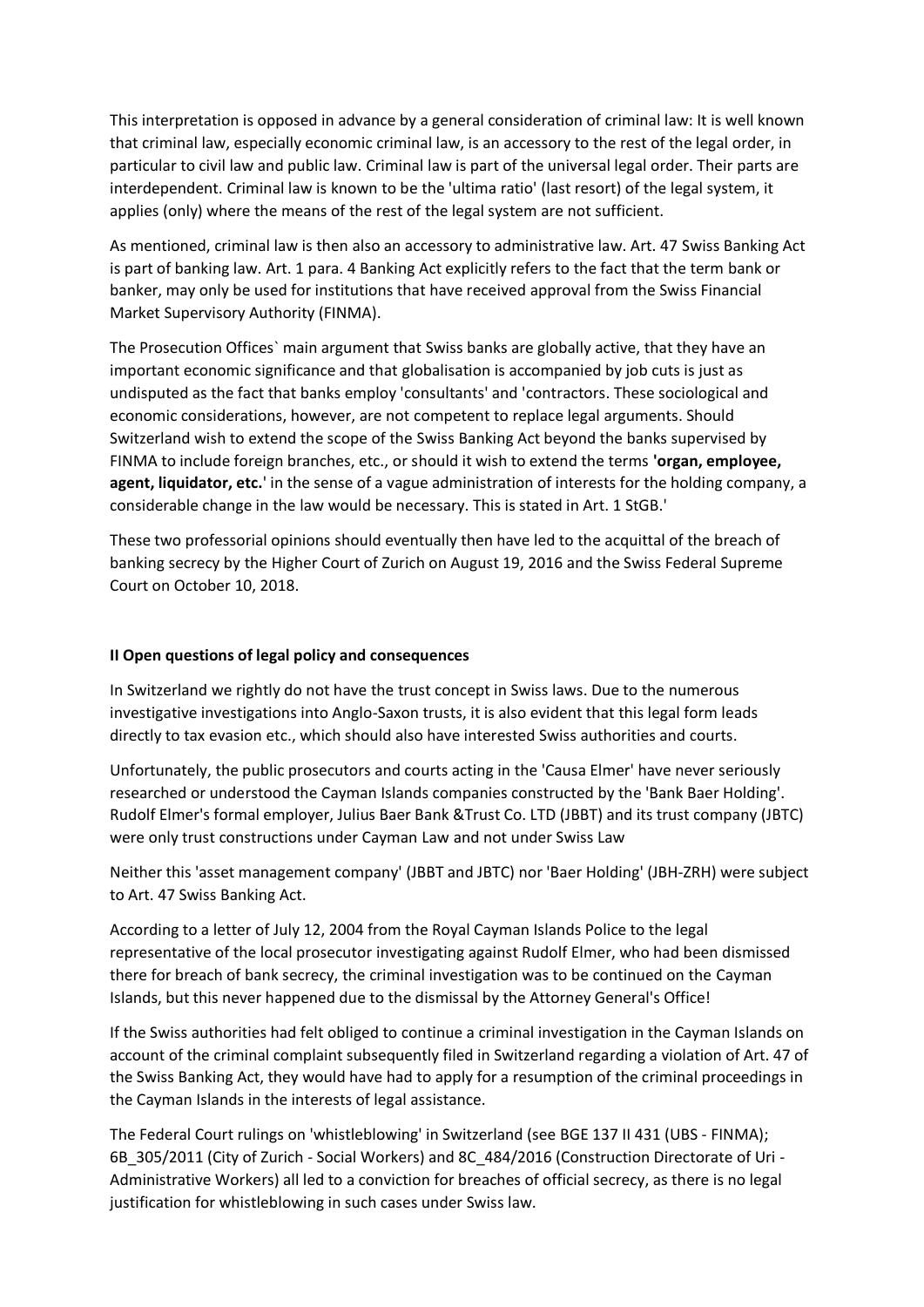This interpretation is opposed in advance by a general consideration of criminal law: It is well known that criminal law, especially economic criminal law, is an accessory to the rest of the legal order, in particular to civil law and public law. Criminal law is part of the universal legal order. Their parts are interdependent. Criminal law is known to be the 'ultima ratio' (last resort) of the legal system, it applies (only) where the means of the rest of the legal system are not sufficient.

As mentioned, criminal law is then also an accessory to administrative law. Art. 47 Swiss Banking Act is part of banking law. Art. 1 para. 4 Banking Act explicitly refers to the fact that the term bank or banker, may only be used for institutions that have received approval from the Swiss Financial Market Supervisory Authority (FINMA).

The Prosecution Offices` main argument that Swiss banks are globally active, that they have an important economic significance and that globalisation is accompanied by job cuts is just as undisputed as the fact that banks employ 'consultants' and 'contractors. These sociological and economic considerations, however, are not competent to replace legal arguments. Should Switzerland wish to extend the scope of the Swiss Banking Act beyond the banks supervised by FINMA to include foreign branches, etc., or should it wish to extend the terms **'organ, employee, agent, liquidator, etc.**' in the sense of a vague administration of interests for the holding company, a considerable change in the law would be necessary. This is stated in Art. 1 StGB.'

These two professorial opinions should eventually then have led to the acquittal of the breach of banking secrecy by the Higher Court of Zurich on August 19, 2016 and the Swiss Federal Supreme Court on October 10, 2018.

## II Open questions of legal policy and consequences

In Switzerland we rightly do not have the trust concept in Swiss laws. Due to the numerous investigative investigations into Anglo-Saxon trusts, it is also evident that this legal form leads directly to tax evasion etc., which should also have interested Swiss authorities and courts.

Unfortunately, the public prosecutors and courts acting in the 'Causa Elmer' have never seriously researched or understood the Cayman Islands companies constructed by the 'Bank Baer Holding'. Rudolf Elmer's formal employer, Julius Baer Bank &Trust Co. LTD (JBBT) and its trust company (JBTC) were only trust constructions under Cayman Law and not under Swiss Law

Neither this 'asset management company' (JBBT and JBTC) nor 'Baer Holding' (JBH-ZRH) were subject to Art. 47 Swiss Banking Act.

According to a letter of July 12, 2004 from the Royal Cayman Islands Police to the legal representative of the local prosecutor investigating against Rudolf Elmer, who had been dismissed there for breach of bank secrecy, the criminal investigation was to be continued on the Cayman Islands, but this never happened due to the dismissal by the Attorney General's Office!

If the Swiss authorities had felt obliged to continue a criminal investigation in the Cayman Islands on account of the criminal complaint subsequently filed in Switzerland regarding a violation of Art. 47 of the Swiss Banking Act, they would have had to apply for a resumption of the criminal proceedings in the Cayman Islands in the interests of legal assistance.

The Federal Court rulings on 'whistleblowing' in Switzerland (see BGE 137 II 431 (UBS - FINMA); 6B_305/2011 (City of Zurich - Social Workers) and 8C_484/2016 (Construction Directorate of Uri - Administrative Workers) all led to a conviction for breaches of official secrecy, as there is no legal justification for whistleblowing in such cases under Swiss law.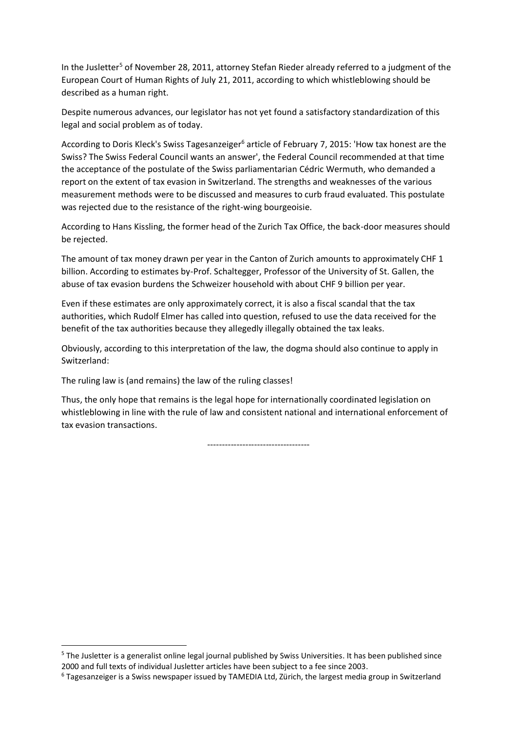In the Jusletter[5] of November 28, 2011, attorney Stefan Rieder already referred to a judgment of the European Court of Human Rights of July 21, 2011, according to which whistleblowing should be described as a human right.

Despite numerous advances, our legislator has not yet found a satisfactory standardization of this legal and social problem as of today.

According to Doris Kleck's Swiss Tagesanzeiger[6] article of February 7, 2015: 'How tax honest are the Swiss? The Swiss Federal Council wants an answer', the Federal Council recommended at that time the acceptance of the postulate of the Swiss parliamentarian Cédric Wermuth, who demanded a report on the extent of tax evasion in Switzerland. The strengths and weaknesses of the various measurement methods were to be discussed and measures to curb fraud evaluated. This postulate was rejected due to the resistance of the right-wing bourgeoisie.

According to Hans Kissling, the former head of the Zurich Tax Office, the back-door measures should be rejected.

The amount of tax money drawn per year in the Canton of Zurich amounts to approximately CHF 1 billion. According to estimates by-Prof. Schaltegger, Professor of the University of St. Gallen, the abuse of tax evasion burdens the Schweizer household with about CHF 9 billion per year.

Even if these estimates are only approximately correct, it is also a fiscal scandal that the tax authorities, which Rudolf Elmer has called into question, refused to use the data received for the benefit of the tax authorities because they allegedly illegally obtained the tax leaks.

Obviously, according to this interpretation of the law, the dogma should also continue to apply in Switzerland:

The ruling law is (and remains) the law of the ruling classes!

Thus, the only hope that remains is the legal hope for internationally coordinated legislation on whistleblowing in line with the rule of law and consistent national and international enforcement of tax evasion transactions.

-----------------------------------

[5] The Jusletter is a generalist online legal journal published by Swiss Universities. It has been published since 2000 and full texts of individual Jusletter articles have been subject to a fee since 2003.

[6] Tagesanzeiger is a Swiss newspaper issued by TAMEDIA Ltd, Zürich, the largest media group in Switzerland